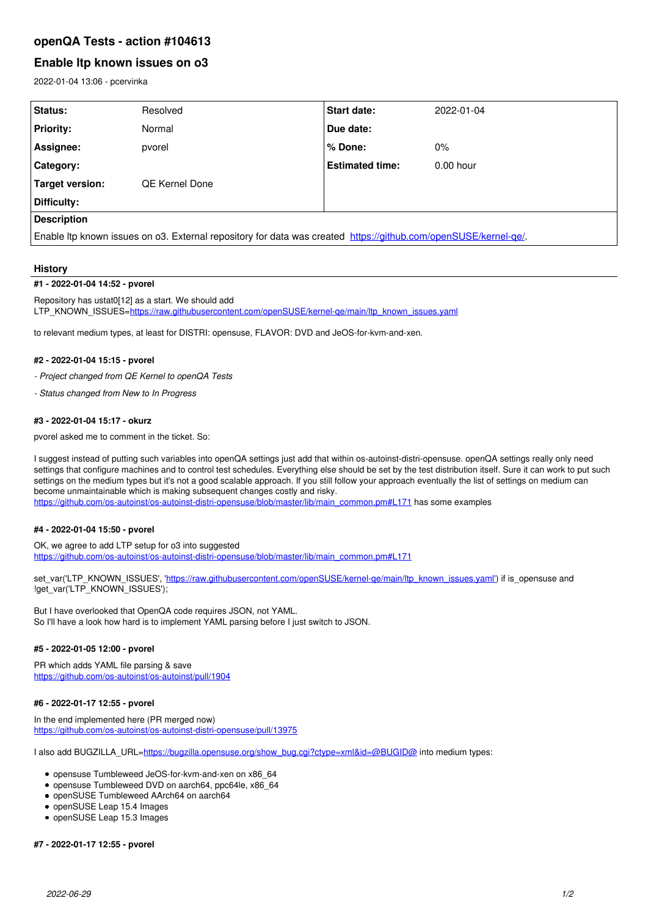# openQA Tests - action #104613

## Enable ltp known issues on o3

2022-01-04 13:06 - pcervinka

| Status: | Resolved | Start date: | 2022-01-04 |
|---|---|---|---|
| Priority: | Normal | Due date: | |
| Assignee: | pvorel | % Done: | 0% |
| Category: | | Estimated time: | 0.00 hour |
| Target version: | QE Kernel Done | | |
| Difficulty: | | | |

**Description**

Enable ltp known issues on o3. External repository for data was created https://github.com/openSUSE/kernel-qe/.

### History

**#1 - 2022-01-04 14:52 - pvorel**

Repository has ustat0[12] as a start. We should add
LTP_KNOWN_ISSUES=https://raw.githubusercontent.com/openSUSE/kernel-qe/main/ltp_known_issues.yaml

to relevant medium types, at least for DISTRI: opensuse, FLAVOR: DVD and JeOS-for-kvm-and-xen.

**#2 - 2022-01-04 15:15 - pvorel**

*- Project changed from QE Kernel to openQA Tests*

*- Status changed from New to In Progress*

**#3 - 2022-01-04 15:17 - okurz**

pvorel asked me to comment in the ticket. So:

I suggest instead of putting such variables into openQA settings just add that within os-autoinst-distri-opensuse. openQA settings really only need settings that configure machines and to control test schedules. Everything else should be set by the test distribution itself. Sure it can work to put such settings on the medium types but it's not a good scalable approach. If you still follow your approach eventually the list of settings on medium can become unmaintainable which is making subsequent changes costly and risky.
https://github.com/os-autoinst/os-autoinst-distri-opensuse/blob/master/lib/main_common.pm#L171 has some examples

**#4 - 2022-01-04 15:50 - pvorel**

OK, we agree to add LTP setup for o3 into suggested
https://github.com/os-autoinst/os-autoinst-distri-opensuse/blob/master/lib/main_common.pm#L171

set_var('LTP_KNOWN_ISSUES', 'https://raw.githubusercontent.com/openSUSE/kernel-qe/main/ltp_known_issues.yaml') if is_opensuse and !get_var('LTP_KNOWN_ISSUES');

But I have overlooked that OpenQA code requires JSON, not YAML.
So I'll have a look how hard is to implement YAML parsing before I just switch to JSON.

**#5 - 2022-01-05 12:00 - pvorel**

PR which adds YAML file parsing & save
https://github.com/os-autoinst/os-autoinst/pull/1904

**#6 - 2022-01-17 12:55 - pvorel**

In the end implemented here (PR merged now)
https://github.com/os-autoinst/os-autoinst-distri-opensuse/pull/13975

I also add BUGZILLA_URL=https://bugzilla.opensuse.org/show_bug.cgi?ctype=xml&id=@BUGID@ into medium types:

- opensuse Tumbleweed JeOS-for-kvm-and-xen on x86_64
- opensuse Tumbleweed DVD on aarch64, ppc64le, x86_64
- openSUSE Tumbleweed AArch64 on aarch64
- openSUSE Leap 15.4 Images
- openSUSE Leap 15.3 Images

**#7 - 2022-01-17 12:55 - pvorel**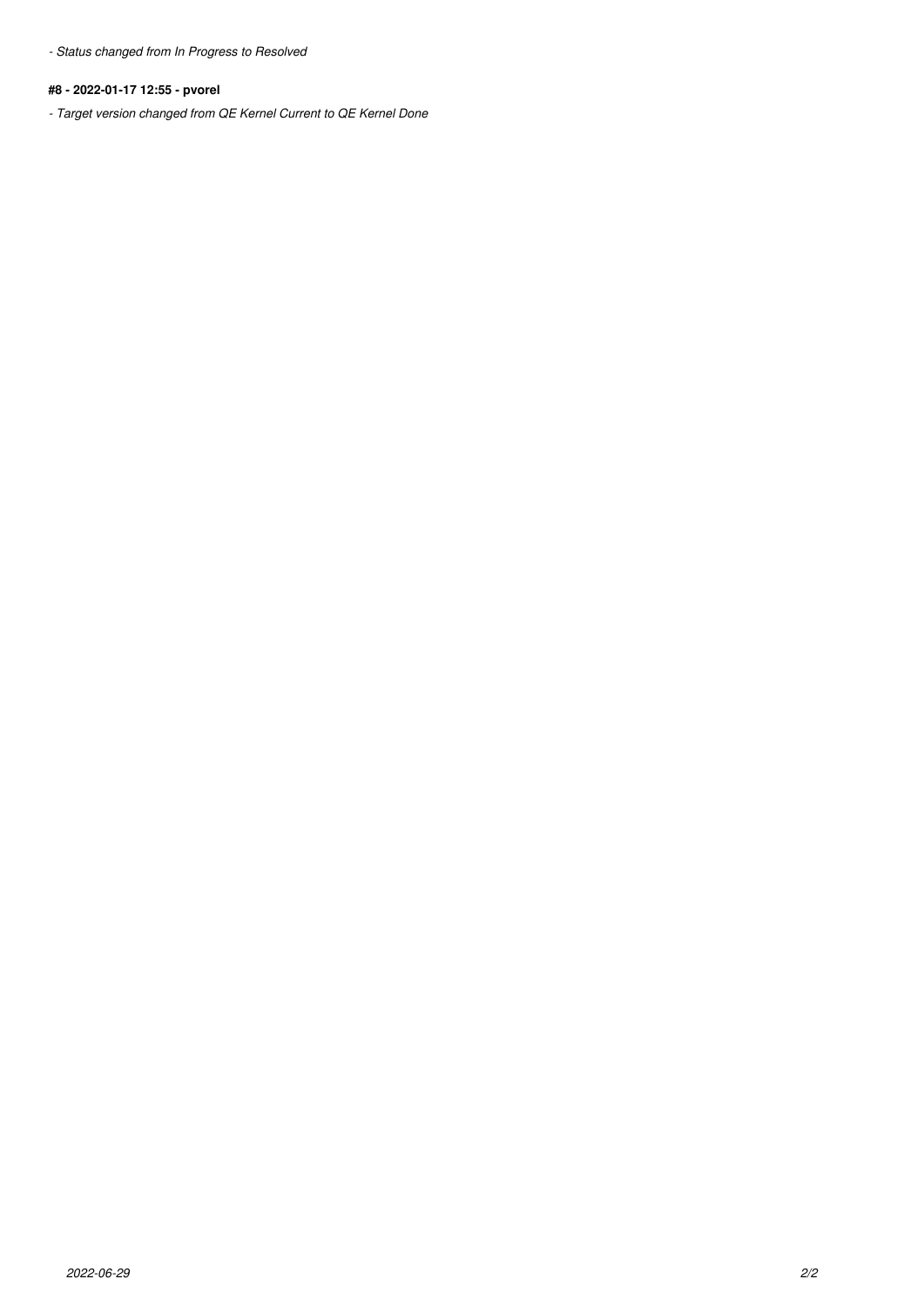*- Status changed from In Progress to Resolved*

#### #8 - 2022-01-17 12:55 - pvorel

*- Target version changed from QE Kernel Current to QE Kernel Done*